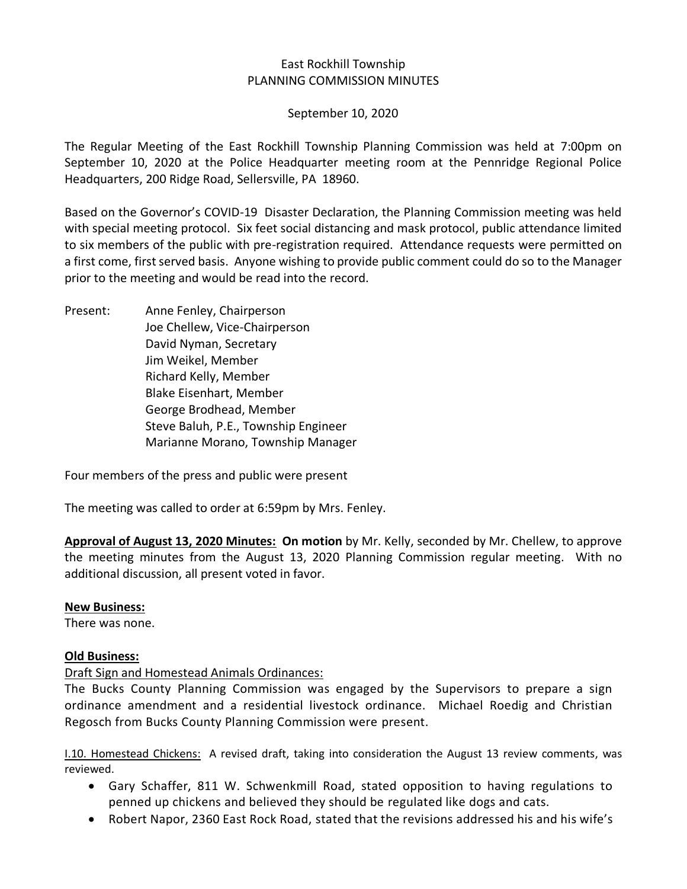East Rockhill Township
PLANNING COMMISSION MINUTES

September 10, 2020

The Regular Meeting of the East Rockhill Township Planning Commission was held at 7:00pm on September 10, 2020 at the Police Headquarter meeting room at the Pennridge Regional Police Headquarters, 200 Ridge Road, Sellersville, PA 18960.

Based on the Governor's COVID-19 Disaster Declaration, the Planning Commission meeting was held with special meeting protocol. Six feet social distancing and mask protocol, public attendance limited to six members of the public with pre-registration required. Attendance requests were permitted on a first come, first served basis. Anyone wishing to provide public comment could do so to the Manager prior to the meeting and would be read into the record.

Present: Anne Fenley, Chairperson
Joe Chellew, Vice-Chairperson
David Nyman, Secretary
Jim Weikel, Member
Richard Kelly, Member
Blake Eisenhart, Member
George Brodhead, Member
Steve Baluh, P.E., Township Engineer
Marianne Morano, Township Manager

Four members of the press and public were present

The meeting was called to order at 6:59pm by Mrs. Fenley.

**Approval of August 13, 2020 Minutes:** **On motion** by Mr. Kelly, seconded by Mr. Chellew, to approve the meeting minutes from the August 13, 2020 Planning Commission regular meeting. With no additional discussion, all present voted in favor.

**New Business:**
There was none.

**Old Business:**

Draft Sign and Homestead Animals Ordinances:

The Bucks County Planning Commission was engaged by the Supervisors to prepare a sign ordinance amendment and a residential livestock ordinance. Michael Roedig and Christian Regosch from Bucks County Planning Commission were present.

I.10. Homestead Chickens: A revised draft, taking into consideration the August 13 review comments, was reviewed.

- Gary Schaffer, 811 W. Schwenkmill Road, stated opposition to having regulations to penned up chickens and believed they should be regulated like dogs and cats.
- Robert Napor, 2360 East Rock Road, stated that the revisions addressed his and his wife's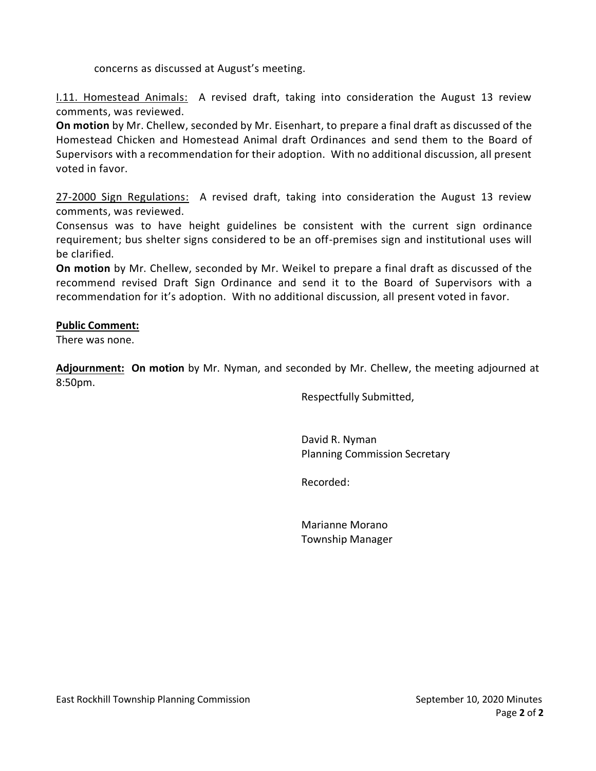concerns as discussed at August's meeting.

I.11. Homestead Animals: A revised draft, taking into consideration the August 13 review comments, was reviewed.

**On motion** by Mr. Chellew, seconded by Mr. Eisenhart, to prepare a final draft as discussed of the Homestead Chicken and Homestead Animal draft Ordinances and send them to the Board of Supervisors with a recommendation for their adoption. With no additional discussion, all present voted in favor.

27-2000 Sign Regulations: A revised draft, taking into consideration the August 13 review comments, was reviewed.

Consensus was to have height guidelines be consistent with the current sign ordinance requirement; bus shelter signs considered to be an off-premises sign and institutional uses will be clarified.

**On motion** by Mr. Chellew, seconded by Mr. Weikel to prepare a final draft as discussed of the recommend revised Draft Sign Ordinance and send it to the Board of Supervisors with a recommendation for it's adoption. With no additional discussion, all present voted in favor.

**Public Comment:**

There was none.

**Adjournment: On motion** by Mr. Nyman, and seconded by Mr. Chellew, the meeting adjourned at 8:50pm.

Respectfully Submitted,

David R. Nyman
Planning Commission Secretary

Recorded:

Marianne Morano
Township Manager